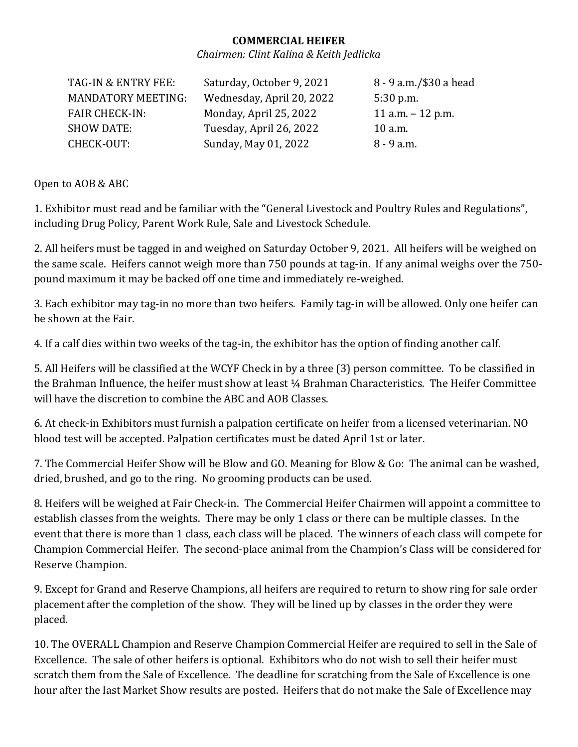**COMMERCIAL HEIFER**

*Chairmen: Clint Kalina & Keith Jedlicka*

| | | |
|---|---|---|
| TAG-IN & ENTRY FEE: | Saturday, October 9, 2021 | 8 - 9 a.m./$30 a head |
| MANDATORY MEETING: | Wednesday, April 20, 2022 | 5:30 p.m. |
| FAIR CHECK-IN: | Monday, April 25, 2022 | 11 a.m. – 12 p.m. |
| SHOW DATE: | Tuesday, April 26, 2022 | 10 a.m. |
| CHECK-OUT: | Sunday, May 01, 2022 | 8 - 9 a.m. |

Open to AOB & ABC

1. Exhibitor must read and be familiar with the "General Livestock and Poultry Rules and Regulations", including Drug Policy, Parent Work Rule, Sale and Livestock Schedule.

2. All heifers must be tagged in and weighed on Saturday October 9, 2021. All heifers will be weighed on the same scale. Heifers cannot weigh more than 750 pounds at tag-in. If any animal weighs over the 750-pound maximum it may be backed off one time and immediately re-weighed.

3. Each exhibitor may tag-in no more than two heifers. Family tag-in will be allowed. Only one heifer can be shown at the Fair.

4. If a calf dies within two weeks of the tag-in, the exhibitor has the option of finding another calf.

5. All Heifers will be classified at the WCYF Check in by a three (3) person committee. To be classified in the Brahman Influence, the heifer must show at least ¼ Brahman Characteristics. The Heifer Committee will have the discretion to combine the ABC and AOB Classes.

6. At check-in Exhibitors must furnish a palpation certificate on heifer from a licensed veterinarian. NO blood test will be accepted. Palpation certificates must be dated April 1st or later.

7. The Commercial Heifer Show will be Blow and GO. Meaning for Blow & Go: The animal can be washed, dried, brushed, and go to the ring. No grooming products can be used.

8. Heifers will be weighed at Fair Check-in. The Commercial Heifer Chairmen will appoint a committee to establish classes from the weights. There may be only 1 class or there can be multiple classes. In the event that there is more than 1 class, each class will be placed. The winners of each class will compete for Champion Commercial Heifer. The second-place animal from the Champion's Class will be considered for Reserve Champion.

9. Except for Grand and Reserve Champions, all heifers are required to return to show ring for sale order placement after the completion of the show. They will be lined up by classes in the order they were placed.

10. The OVERALL Champion and Reserve Champion Commercial Heifer are required to sell in the Sale of Excellence. The sale of other heifers is optional. Exhibitors who do not wish to sell their heifer must scratch them from the Sale of Excellence. The deadline for scratching from the Sale of Excellence is one hour after the last Market Show results are posted. Heifers that do not make the Sale of Excellence may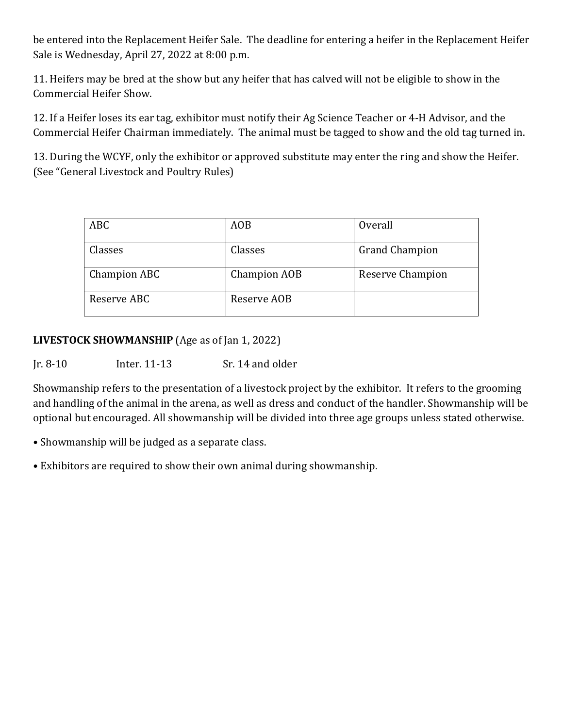be entered into the Replacement Heifer Sale. The deadline for entering a heifer in the Replacement Heifer Sale is Wednesday, April 27, 2022 at 8:00 p.m.

11. Heifers may be bred at the show but any heifer that has calved will not be eligible to show in the Commercial Heifer Show.

12. If a Heifer loses its ear tag, exhibitor must notify their Ag Science Teacher or 4-H Advisor, and the Commercial Heifer Chairman immediately. The animal must be tagged to show and the old tag turned in.

13. During the WCYF, only the exhibitor or approved substitute may enter the ring and show the Heifer. (See "General Livestock and Poultry Rules)

| ABC | AOB | Overall |
|---|---|---|
| Classes | Classes | Grand Champion |
| Champion ABC | Champion AOB | Reserve Champion |
| Reserve ABC | Reserve AOB | |

**LIVESTOCK SHOWMANSHIP** (Age as of Jan 1, 2022)

Jr. 8-10 Inter. 11-13 Sr. 14 and older

Showmanship refers to the presentation of a livestock project by the exhibitor. It refers to the grooming and handling of the animal in the arena, as well as dress and conduct of the handler. Showmanship will be optional but encouraged. All showmanship will be divided into three age groups unless stated otherwise.

- Showmanship will be judged as a separate class.
- Exhibitors are required to show their own animal during showmanship.